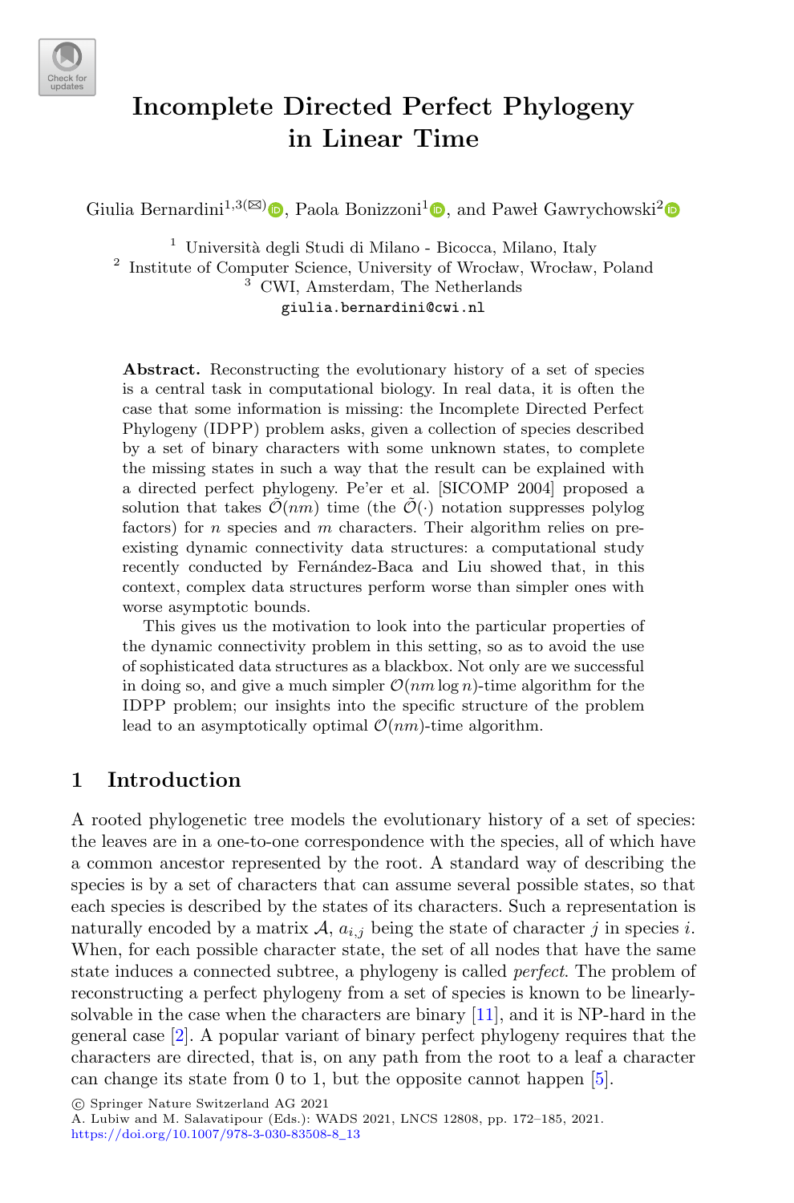# Incomplete Directed Perfect Phylogeny in Linear Time

Giulia Bernardini[1,3](✉), Paola Bonizzoni[1], and Paweł Gawrychowski[2]

[1] Università degli Studi di Milano - Bicocca, Milano, Italy
[2] Institute of Computer Science, University of Wrocław, Wrocław, Poland
[3] CWI, Amsterdam, The Netherlands
giulia.bernardini@cwi.nl

**Abstract.** Reconstructing the evolutionary history of a set of species is a central task in computational biology. In real data, it is often the case that some information is missing: the Incomplete Directed Perfect Phylogeny (IDPP) problem asks, given a collection of species described by a set of binary characters with some unknown states, to complete the missing states in such a way that the result can be explained with a directed perfect phylogeny. Pe'er et al. [SICOMP 2004] proposed a solution that takes $\tilde{\mathcal{O}}(nm)$ time (the $\tilde{\mathcal{O}}(\cdot)$ notation suppresses polylog factors) for $n$ species and $m$ characters. Their algorithm relies on pre-existing dynamic connectivity data structures: a computational study recently conducted by Fernández-Baca and Liu showed that, in this context, complex data structures perform worse than simpler ones with worse asymptotic bounds.

This gives us the motivation to look into the particular properties of the dynamic connectivity problem in this setting, so as to avoid the use of sophisticated data structures as a blackbox. Not only are we successful in doing so, and give a much simpler $\mathcal{O}(nm \log n)$-time algorithm for the IDPP problem; our insights into the specific structure of the problem lead to an asymptotically optimal $\mathcal{O}(nm)$-time algorithm.

## 1 Introduction

A rooted phylogenetic tree models the evolutionary history of a set of species: the leaves are in a one-to-one correspondence with the species, all of which have a common ancestor represented by the root. A standard way of describing the species is by a set of characters that can assume several possible states, so that each species is described by the states of its characters. Such a representation is naturally encoded by a matrix $\mathcal{A}$, $a_{i,j}$ being the state of character $j$ in species $i$. When, for each possible character state, the set of all nodes that have the same state induces a connected subtree, a phylogeny is called *perfect*. The problem of reconstructing a perfect phylogeny from a set of species is known to be linearly-solvable in the case when the characters are binary [11], and it is NP-hard in the general case [2]. A popular variant of binary perfect phylogeny requires that the characters are directed, that is, on any path from the root to a leaf a character can change its state from 0 to 1, but the opposite cannot happen [5].

© Springer Nature Switzerland AG 2021
A. Lubiw and M. Salavatipour (Eds.): WADS 2021, LNCS 12808, pp. 172–185, 2021.
https://doi.org/10.1007/978-3-030-83508-8_13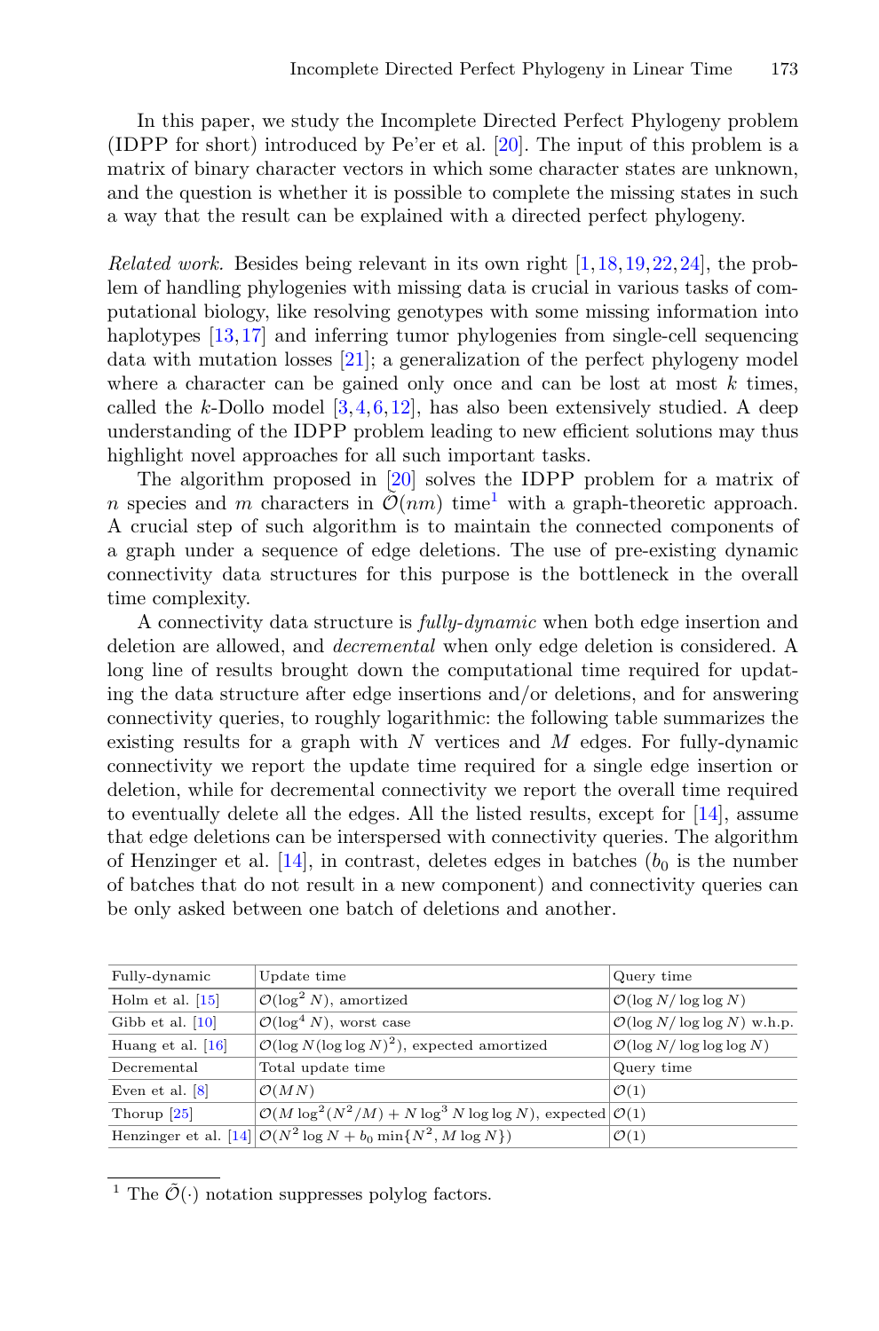In this paper, we study the Incomplete Directed Perfect Phylogeny problem (IDPP for short) introduced by Pe'er et al. [20]. The input of this problem is a matrix of binary character vectors in which some character states are unknown, and the question is whether it is possible to complete the missing states in such a way that the result can be explained with a directed perfect phylogeny.

*Related work.* Besides being relevant in its own right [1,18,19,22,24], the problem of handling phylogenies with missing data is crucial in various tasks of computational biology, like resolving genotypes with some missing information into haplotypes [13,17] and inferring tumor phylogenies from single-cell sequencing data with mutation losses [21]; a generalization of the perfect phylogeny model where a character can be gained only once and can be lost at most $k$ times, called the $k$-Dollo model [3,4,6,12], has also been extensively studied. A deep understanding of the IDPP problem leading to new efficient solutions may thus highlight novel approaches for all such important tasks.

The algorithm proposed in [20] solves the IDPP problem for a matrix of $n$ species and $m$ characters in $\tilde{\mathcal{O}}(nm)$ time[1] with a graph-theoretic approach. A crucial step of such algorithm is to maintain the connected components of a graph under a sequence of edge deletions. The use of pre-existing dynamic connectivity data structures for this purpose is the bottleneck in the overall time complexity.

A connectivity data structure is *fully-dynamic* when both edge insertion and deletion are allowed, and *decremental* when only edge deletion is considered. A long line of results brought down the computational time required for updating the data structure after edge insertions and/or deletions, and for answering connectivity queries, to roughly logarithmic: the following table summarizes the existing results for a graph with $N$ vertices and $M$ edges. For fully-dynamic connectivity we report the update time required for a single edge insertion or deletion, while for decremental connectivity we report the overall time required to eventually delete all the edges. All the listed results, except for [14], assume that edge deletions can be interspersed with connectivity queries. The algorithm of Henzinger et al. [14], in contrast, deletes edges in batches ($b_0$ is the number of batches that do not result in a new component) and connectivity queries can be only asked between one batch of deletions and another.

| Fully-dynamic | Update time | Query time |
|---|---|---|
| Holm et al. [15] | $\mathcal{O}(\log^2 N)$, amortized | $\mathcal{O}(\log N/\log\log N)$ |
| Gibb et al. [10] | $\mathcal{O}(\log^4 N)$, worst case | $\mathcal{O}(\log N/\log\log N)$ w.h.p. |
| Huang et al. [16] | $\mathcal{O}(\log N(\log\log N)^2)$, expected amortized | $\mathcal{O}(\log N/\log\log\log N)$ |
| Decremental | Total update time | Query time |
| Even et al. [8] | $\mathcal{O}(MN)$ | $\mathcal{O}(1)$ |
| Thorup [25] | $\mathcal{O}(M\log^2(N^2/M) + N\log^3 N\log\log N)$, expected | $\mathcal{O}(1)$ |
| Henzinger et al. [14] | $\mathcal{O}(N^2\log N + b_0\min\{N^2, M\log N\})$ | $\mathcal{O}(1)$ |

[1] The $\tilde{\mathcal{O}}(\cdot)$ notation suppresses polylog factors.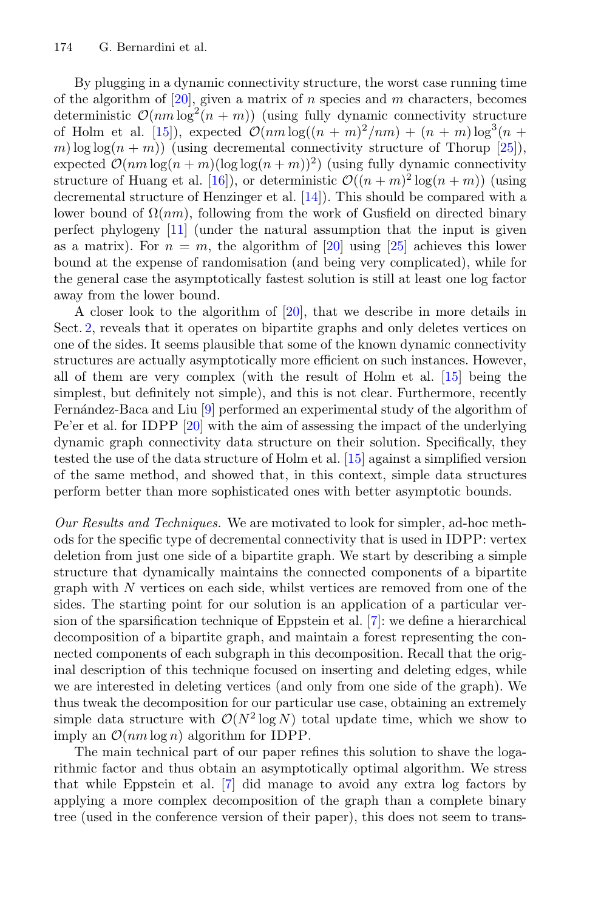By plugging in a dynamic connectivity structure, the worst case running time of the algorithm of [20], given a matrix of $n$ species and $m$ characters, becomes deterministic $\mathcal{O}(nm \log^2(n+m))$ (using fully dynamic connectivity structure of Holm et al. [15]), expected $\mathcal{O}(nm \log((n+m)^2/nm) + (n+m)\log^3(n+m)\log\log(n+m))$ (using decremental connectivity structure of Thorup [25]), expected $\mathcal{O}(nm \log(n+m)(\log\log(n+m))^2)$ (using fully dynamic connectivity structure of Huang et al. [16]), or deterministic $\mathcal{O}((n+m)^2 \log(n+m))$ (using decremental structure of Henzinger et al. [14]). This should be compared with a lower bound of $\Omega(nm)$, following from the work of Gusfield on directed binary perfect phylogeny [11] (under the natural assumption that the input is given as a matrix). For $n = m$, the algorithm of [20] using [25] achieves this lower bound at the expense of randomisation (and being very complicated), while for the general case the asymptotically fastest solution is still at least one log factor away from the lower bound.

A closer look to the algorithm of [20], that we describe in more details in Sect. 2, reveals that it operates on bipartite graphs and only deletes vertices on one of the sides. It seems plausible that some of the known dynamic connectivity structures are actually asymptotically more efficient on such instances. However, all of them are very complex (with the result of Holm et al. [15] being the simplest, but definitely not simple), and this is not clear. Furthermore, recently Fernández-Baca and Liu [9] performed an experimental study of the algorithm of Pe'er et al. for IDPP [20] with the aim of assessing the impact of the underlying dynamic graph connectivity data structure on their solution. Specifically, they tested the use of the data structure of Holm et al. [15] against a simplified version of the same method, and showed that, in this context, simple data structures perform better than more sophisticated ones with better asymptotic bounds.

*Our Results and Techniques.* We are motivated to look for simpler, ad-hoc methods for the specific type of decremental connectivity that is used in IDPP: vertex deletion from just one side of a bipartite graph. We start by describing a simple structure that dynamically maintains the connected components of a bipartite graph with $N$ vertices on each side, whilst vertices are removed from one of the sides. The starting point for our solution is an application of a particular version of the sparsification technique of Eppstein et al. [7]: we define a hierarchical decomposition of a bipartite graph, and maintain a forest representing the connected components of each subgraph in this decomposition. Recall that the original description of this technique focused on inserting and deleting edges, while we are interested in deleting vertices (and only from one side of the graph). We thus tweak the decomposition for our particular use case, obtaining an extremely simple data structure with $\mathcal{O}(N^2 \log N)$ total update time, which we show to imply an $\mathcal{O}(nm \log n)$ algorithm for IDPP.

The main technical part of our paper refines this solution to shave the logarithmic factor and thus obtain an asymptotically optimal algorithm. We stress that while Eppstein et al. [7] did manage to avoid any extra log factors by applying a more complex decomposition of the graph than a complete binary tree (used in the conference version of their paper), this does not seem to trans-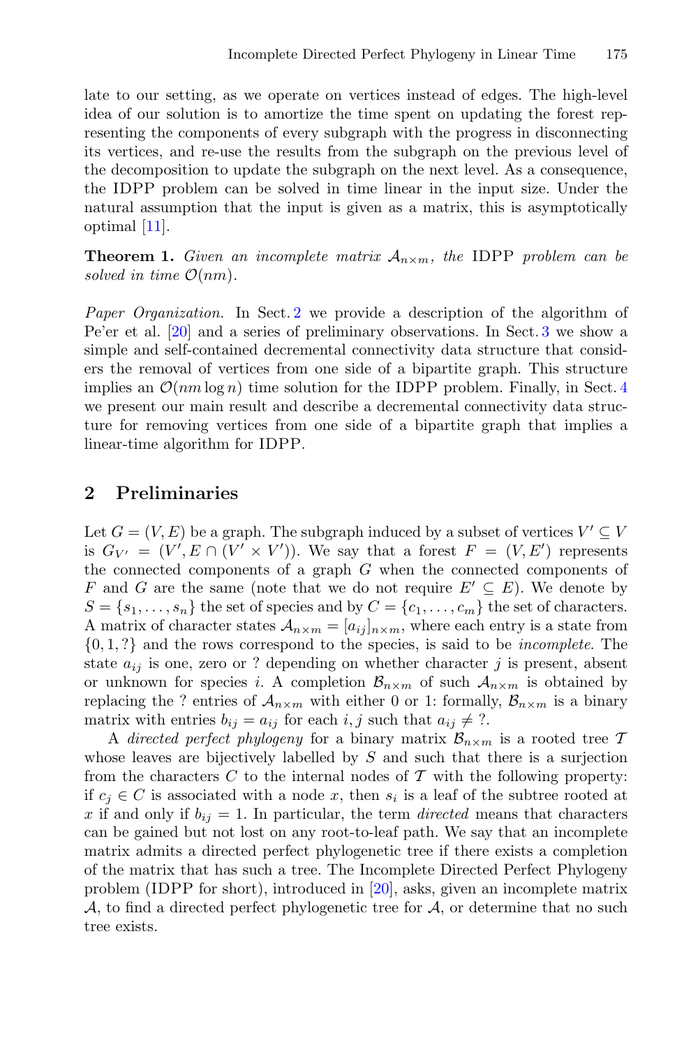late to our setting, as we operate on vertices instead of edges. The high-level idea of our solution is to amortize the time spent on updating the forest representing the components of every subgraph with the progress in disconnecting its vertices, and re-use the results from the subgraph on the previous level of the decomposition to update the subgraph on the next level. As a consequence, the IDPP problem can be solved in time linear in the input size. Under the natural assumption that the input is given as a matrix, this is asymptotically optimal [11].

**Theorem 1.** *Given an incomplete matrix $\mathcal{A}_{n\times m}$, the* IDPP *problem can be solved in time $\mathcal{O}(nm)$.*

*Paper Organization.* In Sect. 2 we provide a description of the algorithm of Pe'er et al. [20] and a series of preliminary observations. In Sect. 3 we show a simple and self-contained decremental connectivity data structure that considers the removal of vertices from one side of a bipartite graph. This structure implies an $\mathcal{O}(nm \log n)$ time solution for the IDPP problem. Finally, in Sect. 4 we present our main result and describe a decremental connectivity data structure for removing vertices from one side of a bipartite graph that implies a linear-time algorithm for IDPP.

## 2 Preliminaries

Let $G = (V, E)$ be a graph. The subgraph induced by a subset of vertices $V' \subseteq V$ is $G_{V'} = (V', E \cap (V' \times V'))$. We say that a forest $F = (V, E')$ represents the connected components of a graph $G$ when the connected components of $F$ and $G$ are the same (note that we do not require $E' \subseteq E$). We denote by $S = \{s_1, \ldots, s_n\}$ the set of species and by $C = \{c_1, \ldots, c_m\}$ the set of characters. A matrix of character states $\mathcal{A}_{n\times m} = [a_{ij}]_{n\times m}$, where each entry is a state from $\{0, 1, ?\}$ and the rows correspond to the species, is said to be *incomplete*. The state $a_{ij}$ is one, zero or ? depending on whether character $j$ is present, absent or unknown for species $i$. A completion $\mathcal{B}_{n\times m}$ of such $\mathcal{A}_{n\times m}$ is obtained by replacing the ? entries of $\mathcal{A}_{n\times m}$ with either 0 or 1: formally, $\mathcal{B}_{n\times m}$ is a binary matrix with entries $b_{ij} = a_{ij}$ for each $i, j$ such that $a_{ij} \neq ?$.

A *directed perfect phylogeny* for a binary matrix $\mathcal{B}_{n\times m}$ is a rooted tree $\mathcal{T}$ whose leaves are bijectively labelled by $S$ and such that there is a surjection from the characters $C$ to the internal nodes of $\mathcal{T}$ with the following property: if $c_j \in C$ is associated with a node $x$, then $s_i$ is a leaf of the subtree rooted at $x$ if and only if $b_{ij} = 1$. In particular, the term *directed* means that characters can be gained but not lost on any root-to-leaf path. We say that an incomplete matrix admits a directed perfect phylogenetic tree if there exists a completion of the matrix that has such a tree. The Incomplete Directed Perfect Phylogeny problem (IDPP for short), introduced in [20], asks, given an incomplete matrix $\mathcal{A}$, to find a directed perfect phylogenetic tree for $\mathcal{A}$, or determine that no such tree exists.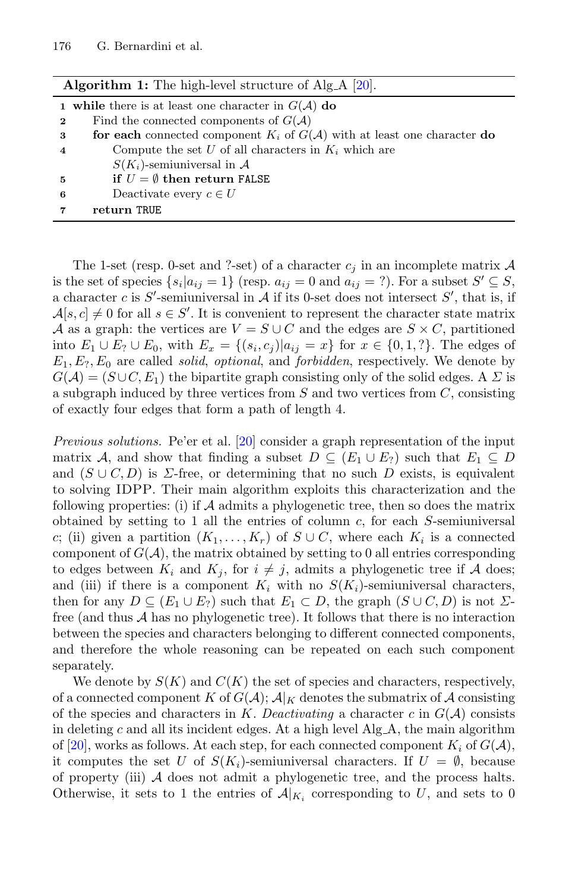**Algorithm 1:** The high-level structure of Alg_A [20].

```
1 while there is at least one character in G(A) do
2     Find the connected components of G(A)
3     for each connected component K_i of G(A) with at least one character do
4         Compute the set U of all characters in K_i which are
          S(K_i)-semiuniversal in A
5         if U = ∅ then return FALSE
6         Deactivate every c ∈ U
7     return TRUE
```

The 1-set (resp. 0-set and ?-set) of a character $c_j$ in an incomplete matrix $\mathcal{A}$ is the set of species $\{s_i | a_{ij} = 1\}$ (resp. $a_{ij} = 0$ and $a_{ij} = ?$). For a subset $S' \subseteq S$, a character $c$ is $S'$-semiuniversal in $\mathcal{A}$ if its 0-set does not intersect $S'$, that is, if $\mathcal{A}[s, c] \neq 0$ for all $s \in S'$. It is convenient to represent the character state matrix $\mathcal{A}$ as a graph: the vertices are $V = S \cup C$ and the edges are $S \times C$, partitioned into $E_1 \cup E_? \cup E_0$, with $E_x = \{(s_i, c_j) | a_{ij} = x\}$ for $x \in \{0, 1, ?\}$. The edges of $E_1, E_?, E_0$ are called *solid*, *optional*, and *forbidden*, respectively. We denote by $G(\mathcal{A}) = (S \cup C, E_1)$ the bipartite graph consisting only of the solid edges. A $\Sigma$ is a subgraph induced by three vertices from $S$ and two vertices from $C$, consisting of exactly four edges that form a path of length 4.

*Previous solutions.* Pe'er et al. [20] consider a graph representation of the input matrix $\mathcal{A}$, and show that finding a subset $D \subseteq (E_1 \cup E_?)$ such that $E_1 \subseteq D$ and $(S \cup C, D)$ is $\Sigma$-free, or determining that no such $D$ exists, is equivalent to solving IDPP. Their main algorithm exploits this characterization and the following properties: (i) if $\mathcal{A}$ admits a phylogenetic tree, then so does the matrix obtained by setting to 1 all the entries of column $c$, for each $S$-semiuniversal $c$; (ii) given a partition $(K_1, \ldots, K_r)$ of $S \cup C$, where each $K_i$ is a connected component of $G(\mathcal{A})$, the matrix obtained by setting to 0 all entries corresponding to edges between $K_i$ and $K_j$, for $i \neq j$, admits a phylogenetic tree if $\mathcal{A}$ does; and (iii) if there is a component $K_i$ with no $S(K_i)$-semiuniversal characters, then for any $D \subseteq (E_1 \cup E_?)$ such that $E_1 \subset D$, the graph $(S \cup C, D)$ is not $\Sigma$-free (and thus $\mathcal{A}$ has no phylogenetic tree). It follows that there is no interaction between the species and characters belonging to different connected components, and therefore the whole reasoning can be repeated on each such component separately.

We denote by $S(K)$ and $C(K)$ the set of species and characters, respectively, of a connected component $K$ of $G(\mathcal{A})$; $\mathcal{A}|_K$ denotes the submatrix of $\mathcal{A}$ consisting of the species and characters in $K$. *Deactivating* a character $c$ in $G(\mathcal{A})$ consists in deleting $c$ and all its incident edges. At a high level Alg_A, the main algorithm of [20], works as follows. At each step, for each connected component $K_i$ of $G(\mathcal{A})$, it computes the set $U$ of $S(K_i)$-semiuniversal characters. If $U = \emptyset$, because of property (iii) $\mathcal{A}$ does not admit a phylogenetic tree, and the process halts. Otherwise, it sets to 1 the entries of $\mathcal{A}|_{K_i}$ corresponding to $U$, and sets to 0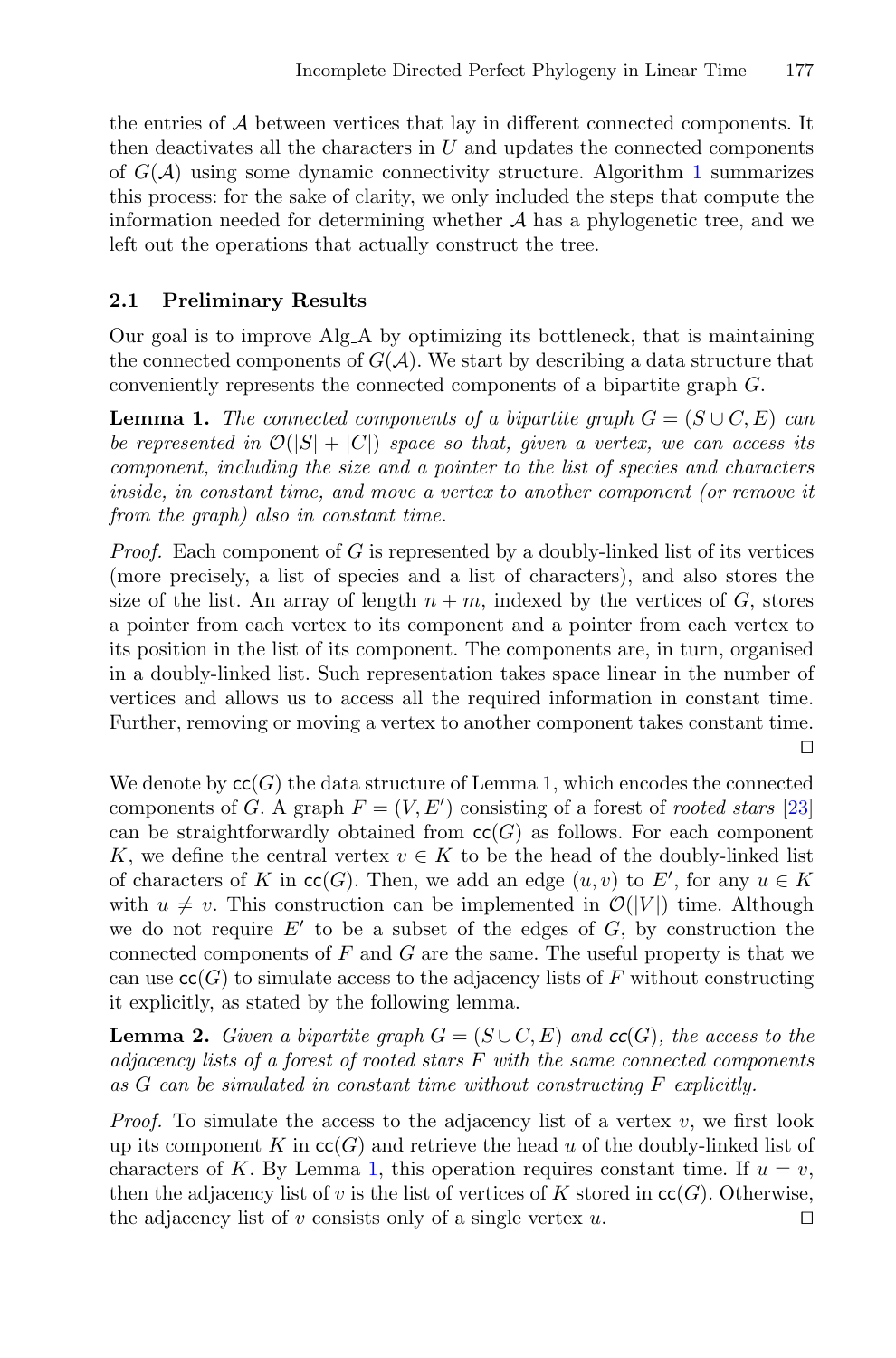the entries of $\mathcal{A}$ between vertices that lay in different connected components. It then deactivates all the characters in $U$ and updates the connected components of $G(\mathcal{A})$ using some dynamic connectivity structure. Algorithm 1 summarizes this process: for the sake of clarity, we only included the steps that compute the information needed for determining whether $\mathcal{A}$ has a phylogenetic tree, and we left out the operations that actually construct the tree.

### 2.1 Preliminary Results

Our goal is to improve Alg_A by optimizing its bottleneck, that is maintaining the connected components of $G(\mathcal{A})$. We start by describing a data structure that conveniently represents the connected components of a bipartite graph $G$.

**Lemma 1.** *The connected components of a bipartite graph $G = (S \cup C, E)$ can be represented in $\mathcal{O}(|S| + |C|)$ space so that, given a vertex, we can access its component, including the size and a pointer to the list of species and characters inside, in constant time, and move a vertex to another component (or remove it from the graph) also in constant time.*

*Proof.* Each component of $G$ is represented by a doubly-linked list of its vertices (more precisely, a list of species and a list of characters), and also stores the size of the list. An array of length $n + m$, indexed by the vertices of $G$, stores a pointer from each vertex to its component and a pointer from each vertex to its position in the list of its component. The components are, in turn, organised in a doubly-linked list. Such representation takes space linear in the number of vertices and allows us to access all the required information in constant time. Further, removing or moving a vertex to another component takes constant time. $\square$

We denote by $\mathsf{cc}(G)$ the data structure of Lemma 1, which encodes the connected components of $G$. A graph $F = (V, E')$ consisting of a forest of *rooted stars* [23] can be straightforwardly obtained from $\mathsf{cc}(G)$ as follows. For each component $K$, we define the central vertex $v \in K$ to be the head of the doubly-linked list of characters of $K$ in $\mathsf{cc}(G)$. Then, we add an edge $(u, v)$ to $E'$, for any $u \in K$ with $u \neq v$. This construction can be implemented in $\mathcal{O}(|V|)$ time. Although we do not require $E'$ to be a subset of the edges of $G$, by construction the connected components of $F$ and $G$ are the same. The useful property is that we can use $\mathsf{cc}(G)$ to simulate access to the adjacency lists of $F$ without constructing it explicitly, as stated by the following lemma.

**Lemma 2.** *Given a bipartite graph $G = (S \cup C, E)$ and $\mathsf{cc}(G)$, the access to the adjacency lists of a forest of rooted stars $F$ with the same connected components as $G$ can be simulated in constant time without constructing $F$ explicitly.*

*Proof.* To simulate the access to the adjacency list of a vertex $v$, we first look up its component $K$ in $\mathsf{cc}(G)$ and retrieve the head $u$ of the doubly-linked list of characters of $K$. By Lemma 1, this operation requires constant time. If $u = v$, then the adjacency list of $v$ is the list of vertices of $K$ stored in $\mathsf{cc}(G)$. Otherwise, the adjacency list of $v$ consists only of a single vertex $u$. $\square$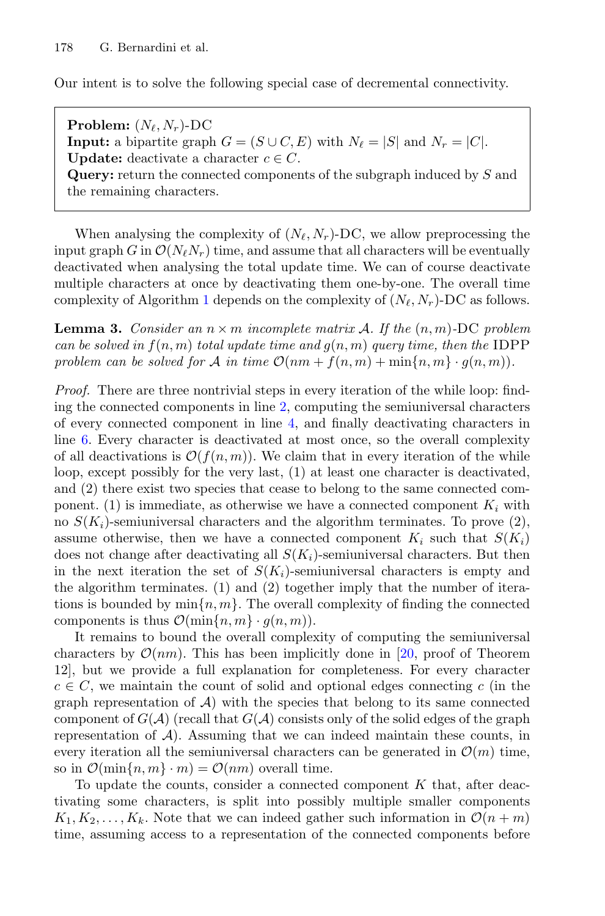Our intent is to solve the following special case of decremental connectivity.

> **Problem:** $(N_\ell, N_r)$-DC
> **Input:** a bipartite graph $G = (S \cup C, E)$ with $N_\ell = |S|$ and $N_r = |C|$.
> **Update:** deactivate a character $c \in C$.
> **Query:** return the connected components of the subgraph induced by $S$ and the remaining characters.

When analysing the complexity of $(N_\ell, N_r)$-DC, we allow preprocessing the input graph $G$ in $\mathcal{O}(N_\ell N_r)$ time, and assume that all characters will be eventually deactivated when analysing the total update time. We can of course deactivate multiple characters at once by deactivating them one-by-one. The overall time complexity of Algorithm 1 depends on the complexity of $(N_\ell, N_r)$-DC as follows.

**Lemma 3.** *Consider an $n \times m$ incomplete matrix $\mathcal{A}$. If the $(n, m)$-DC problem can be solved in $f(n, m)$ total update time and $g(n, m)$ query time, then the* IDPP *problem can be solved for $\mathcal{A}$ in time $\mathcal{O}(nm + f(n, m) + \min\{n, m\} \cdot g(n, m))$.*

*Proof.* There are three nontrivial steps in every iteration of the while loop: finding the connected components in line 2, computing the semiuniversal characters of every connected component in line 4, and finally deactivating characters in line 6. Every character is deactivated at most once, so the overall complexity of all deactivations is $\mathcal{O}(f(n, m))$. We claim that in every iteration of the while loop, except possibly for the very last, (1) at least one character is deactivated, and (2) there exist two species that cease to belong to the same connected component. (1) is immediate, as otherwise we have a connected component $K_i$ with no $S(K_i)$-semiuniversal characters and the algorithm terminates. To prove (2), assume otherwise, then we have a connected component $K_i$ such that $S(K_i)$ does not change after deactivating all $S(K_i)$-semiuniversal characters. But then in the next iteration the set of $S(K_i)$-semiuniversal characters is empty and the algorithm terminates. (1) and (2) together imply that the number of iterations is bounded by $\min\{n, m\}$. The overall complexity of finding the connected components is thus $\mathcal{O}(\min\{n, m\} \cdot g(n, m))$.

It remains to bound the overall complexity of computing the semiuniversal characters by $\mathcal{O}(nm)$. This has been implicitly done in [20, proof of Theorem 12], but we provide a full explanation for completeness. For every character $c \in C$, we maintain the count of solid and optional edges connecting $c$ (in the graph representation of $\mathcal{A}$) with the species that belong to its same connected component of $G(\mathcal{A})$ (recall that $G(\mathcal{A})$ consists only of the solid edges of the graph representation of $\mathcal{A}$). Assuming that we can indeed maintain these counts, in every iteration all the semiuniversal characters can be generated in $\mathcal{O}(m)$ time, so in $\mathcal{O}(\min\{n, m\} \cdot m) = \mathcal{O}(nm)$ overall time.

To update the counts, consider a connected component $K$ that, after deactivating some characters, is split into possibly multiple smaller components $K_1, K_2, \ldots, K_k$. Note that we can indeed gather such information in $\mathcal{O}(n + m)$ time, assuming access to a representation of the connected components before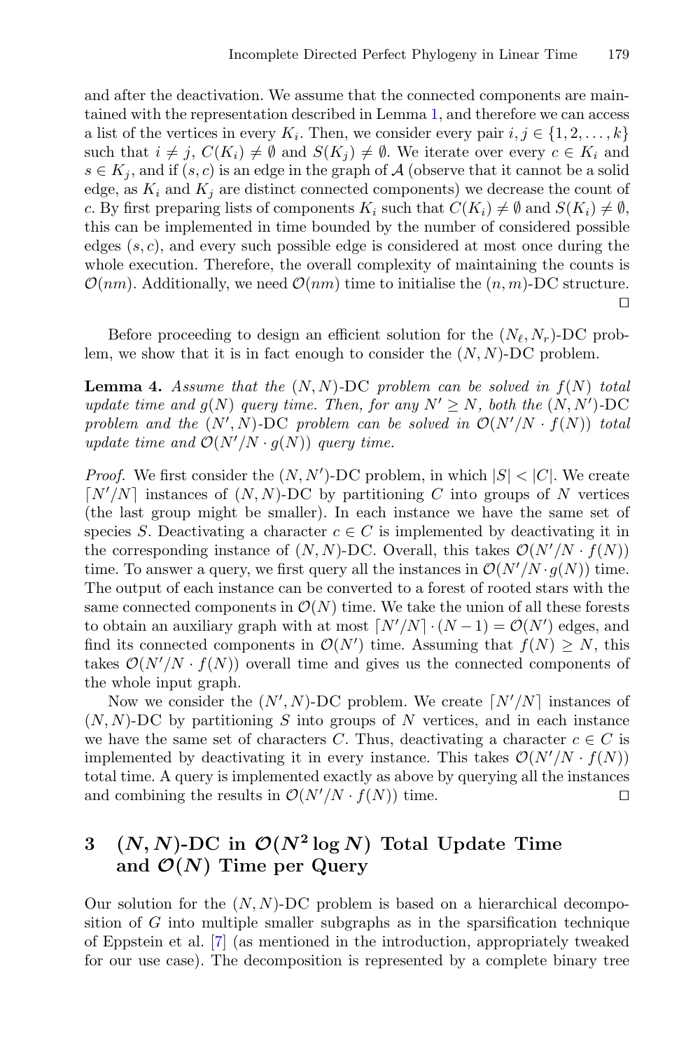and after the deactivation. We assume that the connected components are maintained with the representation described in Lemma 1, and therefore we can access a list of the vertices in every $K_i$. Then, we consider every pair $i, j \in \{1, 2, \ldots, k\}$ such that $i \neq j$, $C(K_i) \neq \emptyset$ and $S(K_j) \neq \emptyset$. We iterate over every $c \in K_i$ and $s \in K_j$, and if $(s, c)$ is an edge in the graph of $\mathcal{A}$ (observe that it cannot be a solid edge, as $K_i$ and $K_j$ are distinct connected components) we decrease the count of $c$. By first preparing lists of components $K_i$ such that $C(K_i) \neq \emptyset$ and $S(K_i) \neq \emptyset$, this can be implemented in time bounded by the number of considered possible edges $(s, c)$, and every such possible edge is considered at most once during the whole execution. Therefore, the overall complexity of maintaining the counts is $\mathcal{O}(nm)$. Additionally, we need $\mathcal{O}(nm)$ time to initialise the $(n, m)$-DC structure. $\square$

Before proceeding to design an efficient solution for the $(N_\ell, N_r)$-DC problem, we show that it is in fact enough to consider the $(N, N)$-DC problem.

**Lemma 4.** *Assume that the $(N, N)$-DC problem can be solved in $f(N)$ total update time and $g(N)$ query time. Then, for any $N' \geq N$, both the $(N, N')$-DC problem and the $(N', N)$-DC problem can be solved in $\mathcal{O}(N'/N \cdot f(N))$ total update time and $\mathcal{O}(N'/N \cdot g(N))$ query time.*

*Proof.* We first consider the $(N, N')$-DC problem, in which $|S| < |C|$. We create $\lceil N'/N \rceil$ instances of $(N, N)$-DC by partitioning $C$ into groups of $N$ vertices (the last group might be smaller). In each instance we have the same set of species $S$. Deactivating a character $c \in C$ is implemented by deactivating it in the corresponding instance of $(N, N)$-DC. Overall, this takes $\mathcal{O}(N'/N \cdot f(N))$ time. To answer a query, we first query all the instances in $\mathcal{O}(N'/N \cdot g(N))$ time. The output of each instance can be converted to a forest of rooted stars with the same connected components in $\mathcal{O}(N)$ time. We take the union of all these forests to obtain an auxiliary graph with at most $\lceil N'/N \rceil \cdot (N-1) = \mathcal{O}(N')$ edges, and find its connected components in $\mathcal{O}(N')$ time. Assuming that $f(N) \geq N$, this takes $\mathcal{O}(N'/N \cdot f(N))$ overall time and gives us the connected components of the whole input graph.

Now we consider the $(N', N)$-DC problem. We create $\lceil N'/N \rceil$ instances of $(N, N)$-DC by partitioning $S$ into groups of $N$ vertices, and in each instance we have the same set of characters $C$. Thus, deactivating a character $c \in C$ is implemented by deactivating it in every instance. This takes $\mathcal{O}(N'/N \cdot f(N))$ total time. A query is implemented exactly as above by querying all the instances and combining the results in $\mathcal{O}(N'/N \cdot f(N))$ time. $\square$

## 3 $(N, N)$-DC in $\mathcal{O}(N^2 \log N)$ Total Update Time and $\mathcal{O}(N)$ Time per Query

Our solution for the $(N, N)$-DC problem is based on a hierarchical decomposition of $G$ into multiple smaller subgraphs as in the sparsification technique of Eppstein et al. [7] (as mentioned in the introduction, appropriately tweaked for our use case). The decomposition is represented by a complete binary tree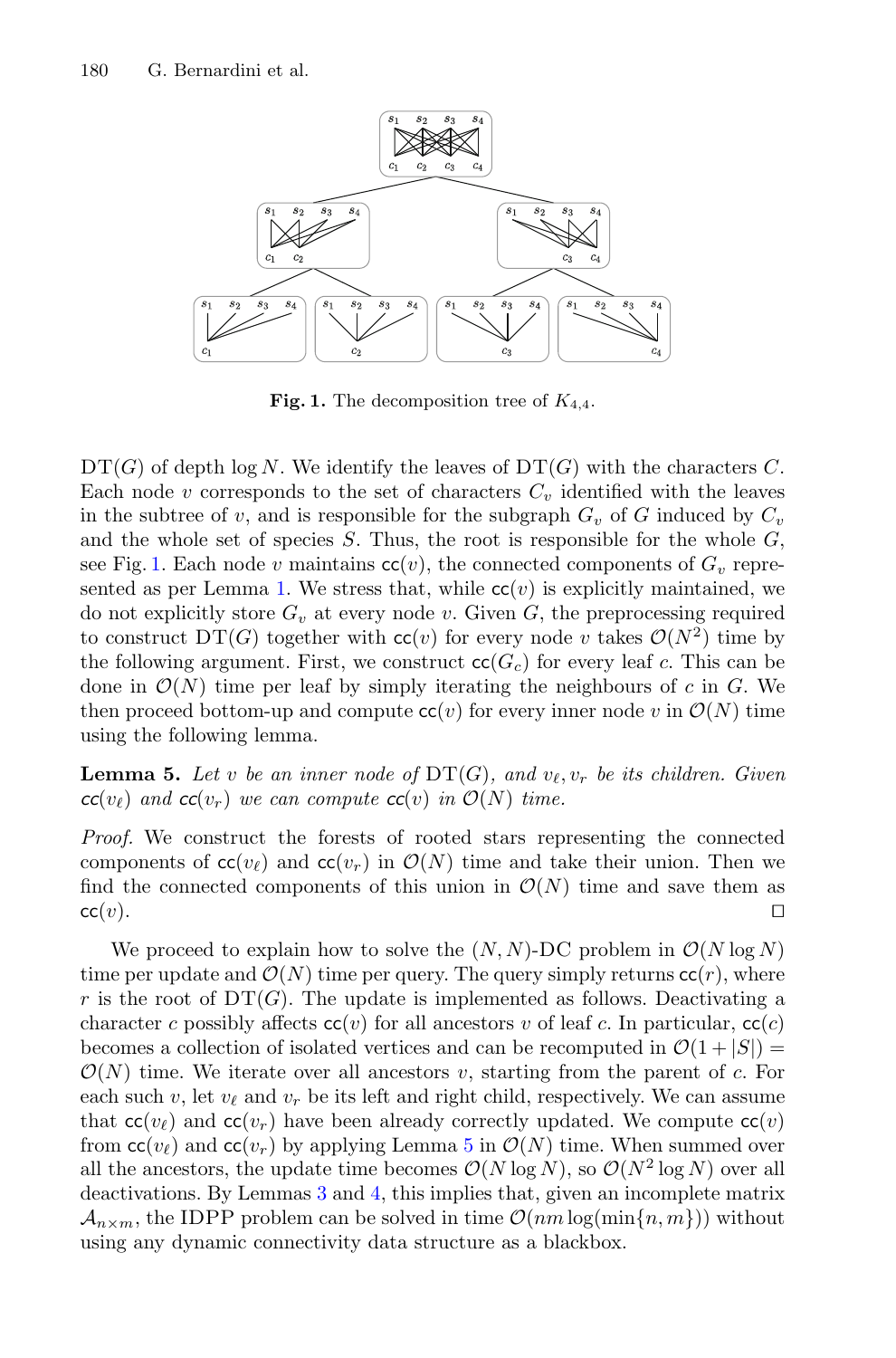Fig. 1. The decomposition tree of $K_{4,4}$.

$\mathrm{DT}(G)$ of depth $\log N$. We identify the leaves of $\mathrm{DT}(G)$ with the characters $C$. Each node $v$ corresponds to the set of characters $C_v$ identified with the leaves in the subtree of $v$, and is responsible for the subgraph $G_v$ of $G$ induced by $C_v$ and the whole set of species $S$. Thus, the root is responsible for the whole $G$, see Fig. 1. Each node $v$ maintains $\mathsf{cc}(v)$, the connected components of $G_v$ represented as per Lemma 1. We stress that, while $\mathsf{cc}(v)$ is explicitly maintained, we do not explicitly store $G_v$ at every node $v$. Given $G$, the preprocessing required to construct $\mathrm{DT}(G)$ together with $\mathsf{cc}(v)$ for every node $v$ takes $\mathcal{O}(N^2)$ time by the following argument. First, we construct $\mathsf{cc}(G_c)$ for every leaf $c$. This can be done in $\mathcal{O}(N)$ time per leaf by simply iterating the neighbours of $c$ in $G$. We then proceed bottom-up and compute $\mathsf{cc}(v)$ for every inner node $v$ in $\mathcal{O}(N)$ time using the following lemma.

**Lemma 5.** *Let $v$ be an inner node of $\mathrm{DT}(G)$, and $v_\ell, v_r$ be its children. Given $\mathsf{cc}(v_\ell)$ and $\mathsf{cc}(v_r)$ we can compute $\mathsf{cc}(v)$ in $\mathcal{O}(N)$ time.*

*Proof.* We construct the forests of rooted stars representing the connected components of $\mathsf{cc}(v_\ell)$ and $\mathsf{cc}(v_r)$ in $\mathcal{O}(N)$ time and take their union. Then we find the connected components of this union in $\mathcal{O}(N)$ time and save them as $\mathsf{cc}(v)$. ◻

We proceed to explain how to solve the $(N, N)$-DC problem in $\mathcal{O}(N \log N)$ time per update and $\mathcal{O}(N)$ time per query. The query simply returns $\mathsf{cc}(r)$, where $r$ is the root of $\mathrm{DT}(G)$. The update is implemented as follows. Deactivating a character $c$ possibly affects $\mathsf{cc}(v)$ for all ancestors $v$ of leaf $c$. In particular, $\mathsf{cc}(c)$ becomes a collection of isolated vertices and can be recomputed in $\mathcal{O}(1 + |S|) = \mathcal{O}(N)$ time. We iterate over all ancestors $v$, starting from the parent of $c$. For each such $v$, let $v_\ell$ and $v_r$ be its left and right child, respectively. We can assume that $\mathsf{cc}(v_\ell)$ and $\mathsf{cc}(v_r)$ have been already correctly updated. We compute $\mathsf{cc}(v)$ from $\mathsf{cc}(v_\ell)$ and $\mathsf{cc}(v_r)$ by applying Lemma 5 in $\mathcal{O}(N)$ time. When summed over all the ancestors, the update time becomes $\mathcal{O}(N \log N)$, so $\mathcal{O}(N^2 \log N)$ over all deactivations. By Lemmas 3 and 4, this implies that, given an incomplete matrix $\mathcal{A}_{n\times m}$, the IDPP problem can be solved in time $\mathcal{O}(nm \log(\min\{n, m\}))$ without using any dynamic connectivity data structure as a blackbox.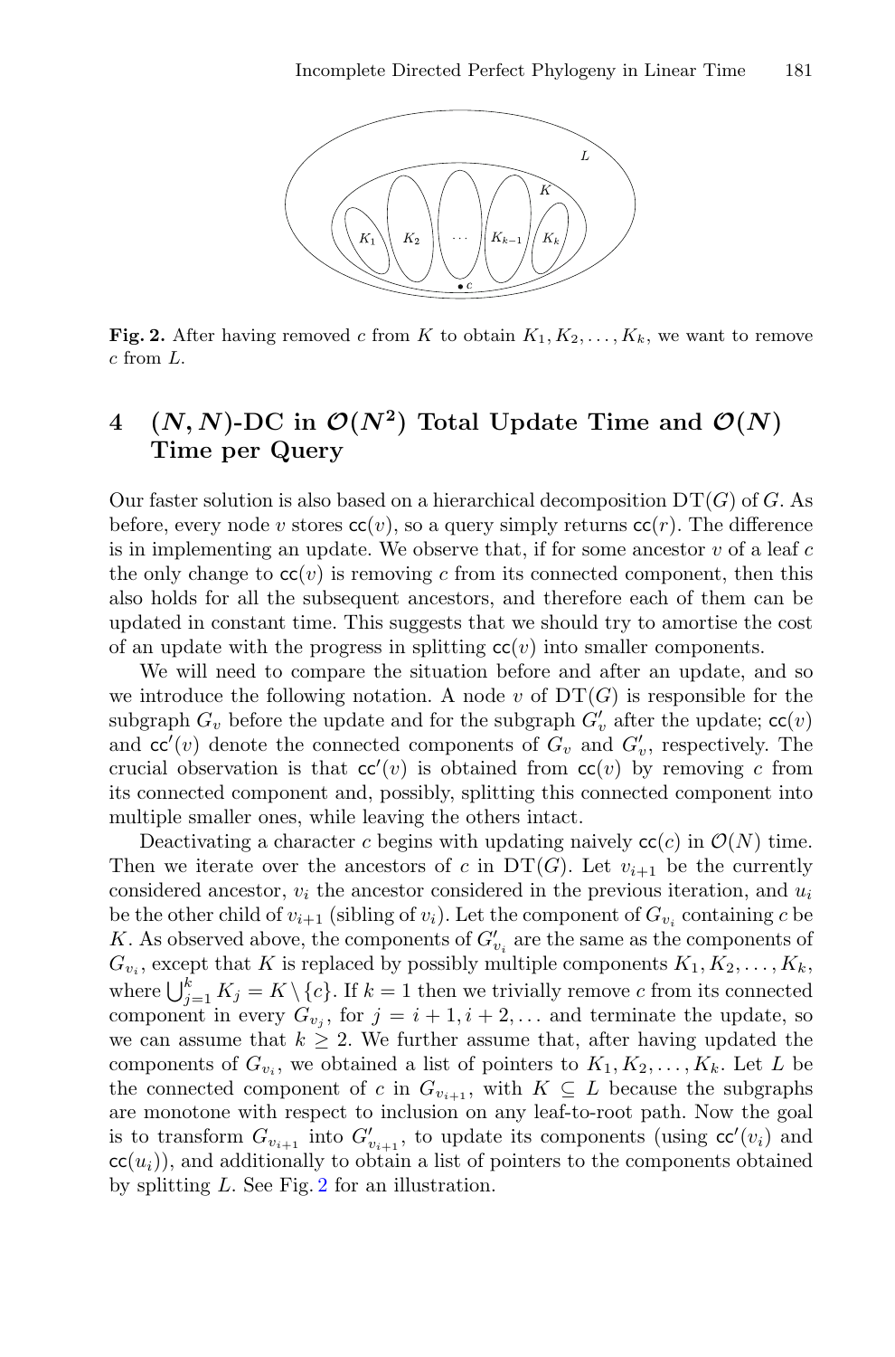**Fig. 2.** After having removed $c$ from $K$ to obtain $K_1, K_2, \ldots, K_k$, we want to remove $c$ from $L$.

## 4 $(N, N)$-DC in $\mathcal{O}(N^2)$ Total Update Time and $\mathcal{O}(N)$ Time per Query

Our faster solution is also based on a hierarchical decomposition $\mathrm{DT}(G)$ of $G$. As before, every node $v$ stores $\mathsf{cc}(v)$, so a query simply returns $\mathsf{cc}(r)$. The difference is in implementing an update. We observe that, if for some ancestor $v$ of a leaf $c$ the only change to $\mathsf{cc}(v)$ is removing $c$ from its connected component, then this also holds for all the subsequent ancestors, and therefore each of them can be updated in constant time. This suggests that we should try to amortise the cost of an update with the progress in splitting $\mathsf{cc}(v)$ into smaller components.

We will need to compare the situation before and after an update, and so we introduce the following notation. A node $v$ of $\mathrm{DT}(G)$ is responsible for the subgraph $G_v$ before the update and for the subgraph $G'_v$ after the update; $\mathsf{cc}(v)$ and $\mathsf{cc}'(v)$ denote the connected components of $G_v$ and $G'_v$, respectively. The crucial observation is that $\mathsf{cc}'(v)$ is obtained from $\mathsf{cc}(v)$ by removing $c$ from its connected component and, possibly, splitting this connected component into multiple smaller ones, while leaving the others intact.

Deactivating a character $c$ begins with updating naively $\mathsf{cc}(c)$ in $\mathcal{O}(N)$ time. Then we iterate over the ancestors of $c$ in $\mathrm{DT}(G)$. Let $v_{i+1}$ be the currently considered ancestor, $v_i$ the ancestor considered in the previous iteration, and $u_i$ be the other child of $v_{i+1}$ (sibling of $v_i$). Let the component of $G_{v_i}$ containing $c$ be $K$. As observed above, the components of $G'_{v_i}$ are the same as the components of $G_{v_i}$, except that $K$ is replaced by possibly multiple components $K_1, K_2, \ldots, K_k$, where $\bigcup_{j=1}^{k} K_j = K \setminus \{c\}$. If $k = 1$ then we trivially remove $c$ from its connected component in every $G_{v_j}$, for $j = i+1, i+2, \ldots$ and terminate the update, so we can assume that $k \geq 2$. We further assume that, after having updated the components of $G_{v_i}$, we obtained a list of pointers to $K_1, K_2, \ldots, K_k$. Let $L$ be the connected component of $c$ in $G_{v_{i+1}}$, with $K \subseteq L$ because the subgraphs are monotone with respect to inclusion on any leaf-to-root path. Now the goal is to transform $G_{v_{i+1}}$ into $G'_{v_{i+1}}$, to update its components (using $\mathsf{cc}'(v_i)$ and $\mathsf{cc}(u_i)$), and additionally to obtain a list of pointers to the components obtained by splitting $L$. See Fig. 2 for an illustration.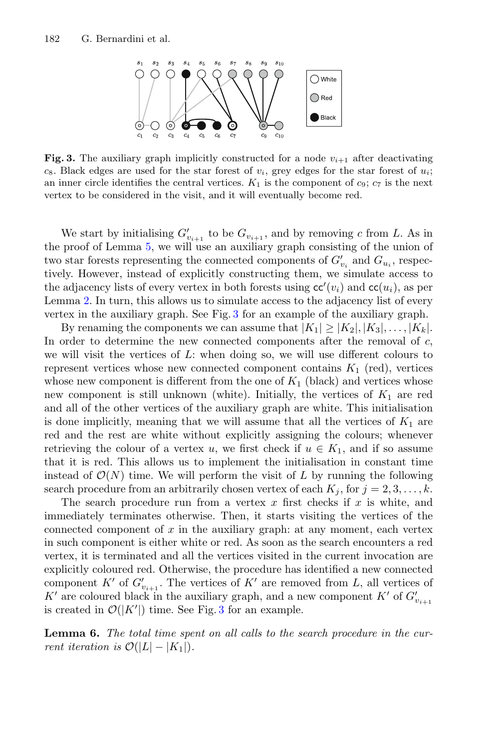**Fig. 3.** The auxiliary graph implicitly constructed for a node $v_{i+1}$ after deactivating $c_8$. Black edges are used for the star forest of $v_i$, grey edges for the star forest of $u_i$; an inner circle identifies the central vertices. $K_1$ is the component of $c_9$; $c_7$ is the next vertex to be considered in the visit, and it will eventually become red.

We start by initialising $G'_{v_{i+1}}$ to be $G_{v_{i+1}}$, and by removing $c$ from $L$. As in the proof of Lemma 5, we will use an auxiliary graph consisting of the union of two star forests representing the connected components of $G'_{v_i}$ and $G_{u_i}$, respectively. However, instead of explicitly constructing them, we simulate access to the adjacency lists of every vertex in both forests using $\mathsf{cc}'(v_i)$ and $\mathsf{cc}(u_i)$, as per Lemma 2. In turn, this allows us to simulate access to the adjacency list of every vertex in the auxiliary graph. See Fig. 3 for an example of the auxiliary graph.

By renaming the components we can assume that $|K_1| \geq |K_2|, |K_3|, \ldots, |K_k|$. In order to determine the new connected components after the removal of $c$, we will visit the vertices of $L$: when doing so, we will use different colours to represent vertices whose new connected component contains $K_1$ (red), vertices whose new component is different from the one of $K_1$ (black) and vertices whose new component is still unknown (white). Initially, the vertices of $K_1$ are red and all of the other vertices of the auxiliary graph are white. This initialisation is done implicitly, meaning that we will assume that all the vertices of $K_1$ are red and the rest are white without explicitly assigning the colours; whenever retrieving the colour of a vertex $u$, we first check if $u \in K_1$, and if so assume that it is red. This allows us to implement the initialisation in constant time instead of $\mathcal{O}(N)$ time. We will perform the visit of $L$ by running the following search procedure from an arbitrarily chosen vertex of each $K_j$, for $j = 2, 3, \ldots, k$.

The search procedure run from a vertex $x$ first checks if $x$ is white, and immediately terminates otherwise. Then, it starts visiting the vertices of the connected component of $x$ in the auxiliary graph: at any moment, each vertex in such component is either white or red. As soon as the search encounters a red vertex, it is terminated and all the vertices visited in the current invocation are explicitly coloured red. Otherwise, the procedure has identified a new connected component $K'$ of $G'_{v_{i+1}}$. The vertices of $K'$ are removed from $L$, all vertices of $K'$ are coloured black in the auxiliary graph, and a new component $K'$ of $G'_{v_{i+1}}$ is created in $\mathcal{O}(|K'|)$ time. See Fig. 3 for an example.

**Lemma 6.** *The total time spent on all calls to the search procedure in the current iteration is* $\mathcal{O}(|L| - |K_1|)$.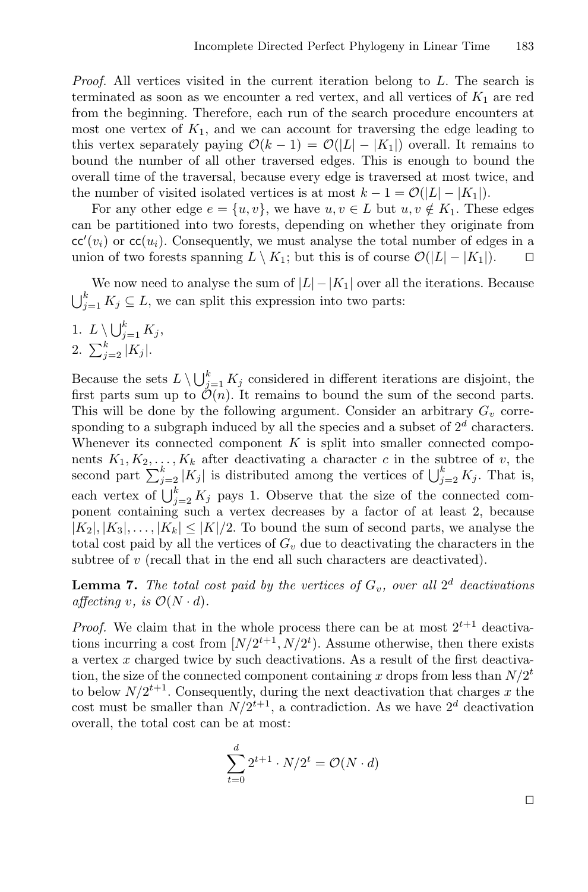*Proof.* All vertices visited in the current iteration belong to $L$. The search is terminated as soon as we encounter a red vertex, and all vertices of $K_1$ are red from the beginning. Therefore, each run of the search procedure encounters at most one vertex of $K_1$, and we can account for traversing the edge leading to this vertex separately paying $\mathcal{O}(k-1) = \mathcal{O}(|L| - |K_1|)$ overall. It remains to bound the number of all other traversed edges. This is enough to bound the overall time of the traversal, because every edge is traversed at most twice, and the number of visited isolated vertices is at most $k - 1 = \mathcal{O}(|L| - |K_1|)$.

For any other edge $e = \{u, v\}$, we have $u, v \in L$ but $u, v \notin K_1$. These edges can be partitioned into two forests, depending on whether they originate from $\mathsf{cc}'(v_i)$ or $\mathsf{cc}(u_i)$. Consequently, we must analyse the total number of edges in a union of two forests spanning $L \setminus K_1$; but this is of course $\mathcal{O}(|L| - |K_1|)$. ◻

We now need to analyse the sum of $|L| - |K_1|$ over all the iterations. Because $\bigcup_{j=1}^{k} K_j \subseteq L$, we can split this expression into two parts:

1. $L \setminus \bigcup_{j=1}^{k} K_j$,
2. $\sum_{j=2}^{k} |K_j|$.

Because the sets $L \setminus \bigcup_{j=1}^{k} K_j$ considered in different iterations are disjoint, the first parts sum up to $\mathcal{O}(n)$. It remains to bound the sum of the second parts. This will be done by the following argument. Consider an arbitrary $G_v$ corresponding to a subgraph induced by all the species and a subset of $2^d$ characters. Whenever its connected component $K$ is split into smaller connected components $K_1, K_2, \ldots, K_k$ after deactivating a character $c$ in the subtree of $v$, the second part $\sum_{j=2}^{k} |K_j|$ is distributed among the vertices of $\bigcup_{j=2}^{k} K_j$. That is, each vertex of $\bigcup_{j=2}^{k} K_j$ pays 1. Observe that the size of the connected component containing such a vertex decreases by a factor of at least 2, because $|K_2|, |K_3|, \ldots, |K_k| \leq |K|/2$. To bound the sum of second parts, we analyse the total cost paid by all the vertices of $G_v$ due to deactivating the characters in the subtree of $v$ (recall that in the end all such characters are deactivated).

**Lemma 7.** *The total cost paid by the vertices of $G_v$, over all $2^d$ deactivations affecting $v$, is $\mathcal{O}(N \cdot d)$.*

*Proof.* We claim that in the whole process there can be at most $2^{t+1}$ deactivations incurring a cost from $[N/2^{t+1}, N/2^t)$. Assume otherwise, then there exists a vertex $x$ charged twice by such deactivations. As a result of the first deactivation, the size of the connected component containing $x$ drops from less than $N/2^t$ to below $N/2^{t+1}$. Consequently, during the next deactivation that charges $x$ the cost must be smaller than $N/2^{t+1}$, a contradiction. As we have $2^d$ deactivation overall, the total cost can be at most:

$$\sum_{t=0}^{d} 2^{t+1} \cdot N/2^t = \mathcal{O}(N \cdot d)$$

◻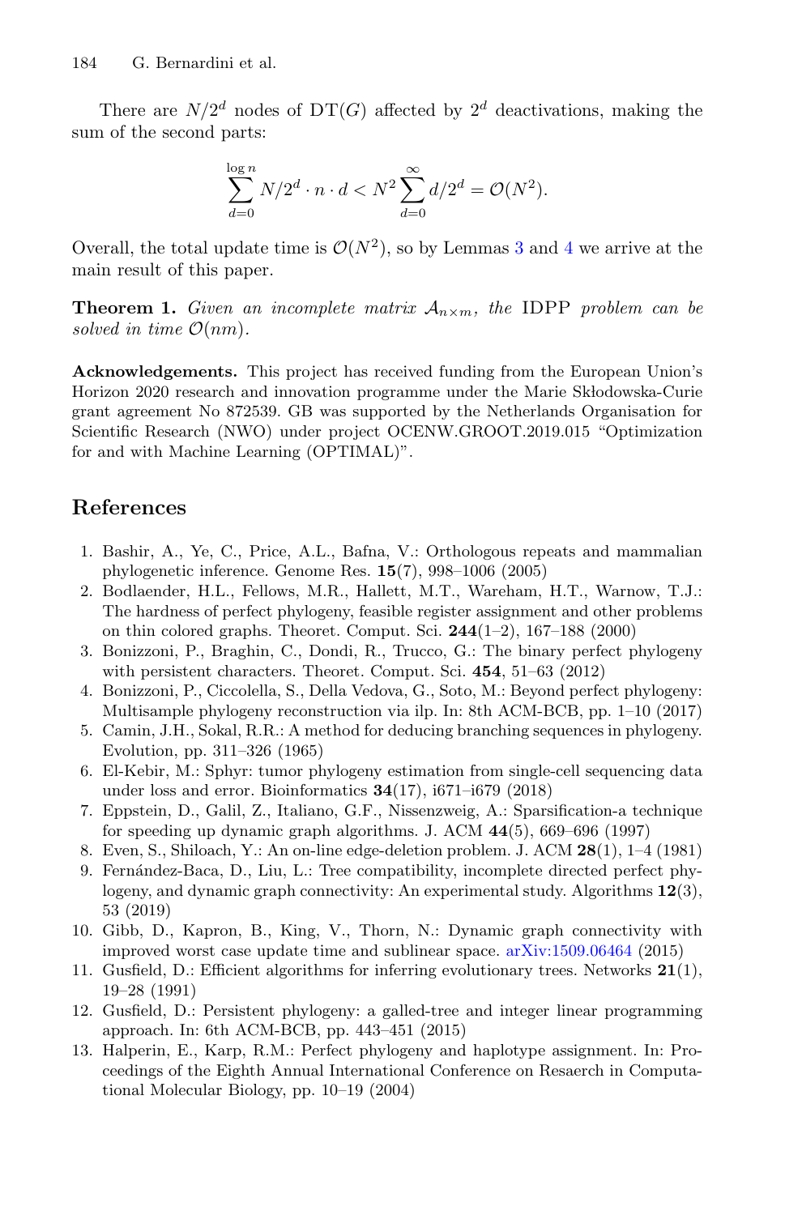There are $N/2^d$ nodes of $\mathrm{DT}(G)$ affected by $2^d$ deactivations, making the sum of the second parts:

$$\sum_{d=0}^{\log n} N/2^d \cdot n \cdot d < N^2 \sum_{d=0}^{\infty} d/2^d = \mathcal{O}(N^2).$$

Overall, the total update time is $\mathcal{O}(N^2)$, so by Lemmas 3 and 4 we arrive at the main result of this paper.

**Theorem 1.** *Given an incomplete matrix $\mathcal{A}_{n\times m}$, the* IDPP *problem can be solved in time $\mathcal{O}(nm)$.*

**Acknowledgements.** This project has received funding from the European Union's Horizon 2020 research and innovation programme under the Marie Skłodowska-Curie grant agreement No 872539. GB was supported by the Netherlands Organisation for Scientific Research (NWO) under project OCENW.GROOT.2019.015 "Optimization for and with Machine Learning (OPTIMAL)".

## References

1. Bashir, A., Ye, C., Price, A.L., Bafna, V.: Orthologous repeats and mammalian phylogenetic inference. Genome Res. **15**(7), 998–1006 (2005)
2. Bodlaender, H.L., Fellows, M.R., Hallett, M.T., Wareham, H.T., Warnow, T.J.: The hardness of perfect phylogeny, feasible register assignment and other problems on thin colored graphs. Theoret. Comput. Sci. **244**(1–2), 167–188 (2000)
3. Bonizzoni, P., Braghin, C., Dondi, R., Trucco, G.: The binary perfect phylogeny with persistent characters. Theoret. Comput. Sci. **454**, 51–63 (2012)
4. Bonizzoni, P., Ciccolella, S., Della Vedova, G., Soto, M.: Beyond perfect phylogeny: Multisample phylogeny reconstruction via ilp. In: 8th ACM-BCB, pp. 1–10 (2017)
5. Camin, J.H., Sokal, R.R.: A method for deducing branching sequences in phylogeny. Evolution, pp. 311–326 (1965)
6. El-Kebir, M.: Sphyr: tumor phylogeny estimation from single-cell sequencing data under loss and error. Bioinformatics **34**(17), i671–i679 (2018)
7. Eppstein, D., Galil, Z., Italiano, G.F., Nissenzweig, A.: Sparsification-a technique for speeding up dynamic graph algorithms. J. ACM **44**(5), 669–696 (1997)
8. Even, S., Shiloach, Y.: An on-line edge-deletion problem. J. ACM **28**(1), 1–4 (1981)
9. Fernández-Baca, D., Liu, L.: Tree compatibility, incomplete directed perfect phylogeny, and dynamic graph connectivity: An experimental study. Algorithms **12**(3), 53 (2019)
10. Gibb, D., Kapron, B., King, V., Thorn, N.: Dynamic graph connectivity with improved worst case update time and sublinear space. arXiv:1509.06464 (2015)
11. Gusfield, D.: Efficient algorithms for inferring evolutionary trees. Networks **21**(1), 19–28 (1991)
12. Gusfield, D.: Persistent phylogeny: a galled-tree and integer linear programming approach. In: 6th ACM-BCB, pp. 443–451 (2015)
13. Halperin, E., Karp, R.M.: Perfect phylogeny and haplotype assignment. In: Proceedings of the Eighth Annual International Conference on Resaerch in Computational Molecular Biology, pp. 10–19 (2004)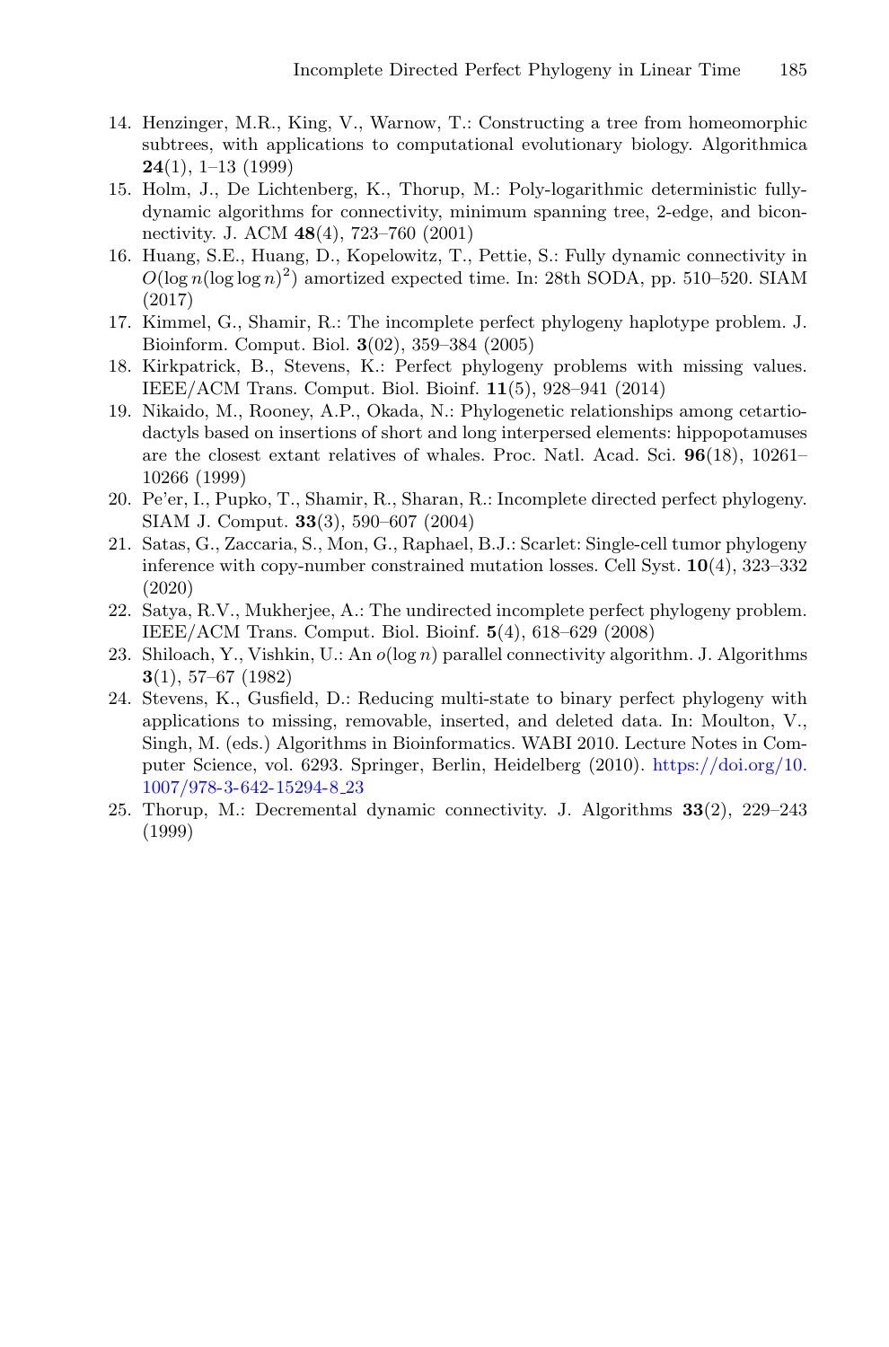14. Henzinger, M.R., King, V., Warnow, T.: Constructing a tree from homeomorphic subtrees, with applications to computational evolutionary biology. Algorithmica **24**(1), 1–13 (1999)
15. Holm, J., De Lichtenberg, K., Thorup, M.: Poly-logarithmic deterministic fully-dynamic algorithms for connectivity, minimum spanning tree, 2-edge, and biconnectivity. J. ACM **48**(4), 723–760 (2001)
16. Huang, S.E., Huang, D., Kopelowitz, T., Pettie, S.: Fully dynamic connectivity in $O(\log n(\log\log n)^2)$ amortized expected time. In: 28th SODA, pp. 510–520. SIAM (2017)
17. Kimmel, G., Shamir, R.: The incomplete perfect phylogeny haplotype problem. J. Bioinform. Comput. Biol. **3**(02), 359–384 (2005)
18. Kirkpatrick, B., Stevens, K.: Perfect phylogeny problems with missing values. IEEE/ACM Trans. Comput. Biol. Bioinf. **11**(5), 928–941 (2014)
19. Nikaido, M., Rooney, A.P., Okada, N.: Phylogenetic relationships among cetartiodactyls based on insertions of short and long interpersed elements: hippopotamuses are the closest extant relatives of whales. Proc. Natl. Acad. Sci. **96**(18), 10261–10266 (1999)
20. Pe'er, I., Pupko, T., Shamir, R., Sharan, R.: Incomplete directed perfect phylogeny. SIAM J. Comput. **33**(3), 590–607 (2004)
21. Satas, G., Zaccaria, S., Mon, G., Raphael, B.J.: Scarlet: Single-cell tumor phylogeny inference with copy-number constrained mutation losses. Cell Syst. **10**(4), 323–332 (2020)
22. Satya, R.V., Mukherjee, A.: The undirected incomplete perfect phylogeny problem. IEEE/ACM Trans. Comput. Biol. Bioinf. **5**(4), 618–629 (2008)
23. Shiloach, Y., Vishkin, U.: An $o(\log n)$ parallel connectivity algorithm. J. Algorithms **3**(1), 57–67 (1982)
24. Stevens, K., Gusfield, D.: Reducing multi-state to binary perfect phylogeny with applications to missing, removable, inserted, and deleted data. In: Moulton, V., Singh, M. (eds.) Algorithms in Bioinformatics. WABI 2010. Lecture Notes in Computer Science, vol. 6293. Springer, Berlin, Heidelberg (2010). https://doi.org/10.1007/978-3-642-15294-8_23
25. Thorup, M.: Decremental dynamic connectivity. J. Algorithms **33**(2), 229–243 (1999)